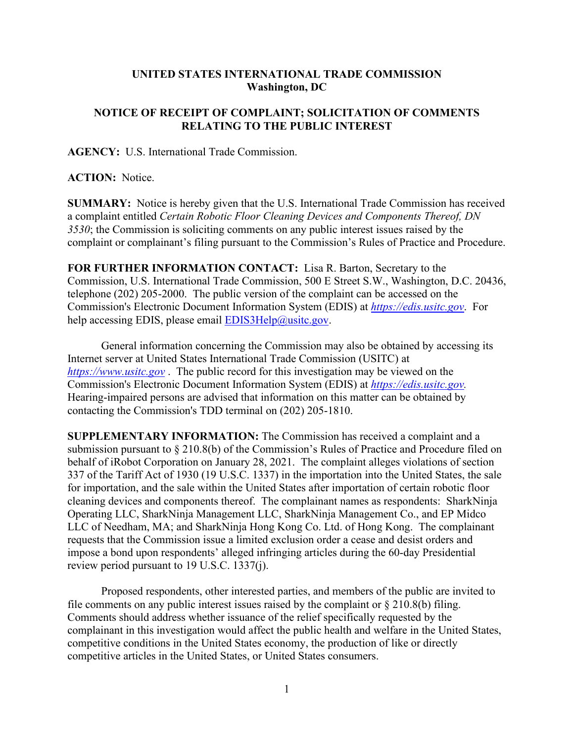**UNITED STATES INTERNATIONAL TRADE COMMISSION**
**Washington, DC**

**NOTICE OF RECEIPT OF COMPLAINT; SOLICITATION OF COMMENTS RELATING TO THE PUBLIC INTEREST**

**AGENCY:** U.S. International Trade Commission.

**ACTION:** Notice.

**SUMMARY:** Notice is hereby given that the U.S. International Trade Commission has received a complaint entitled *Certain Robotic Floor Cleaning Devices and Components Thereof, DN 3530*; the Commission is soliciting comments on any public interest issues raised by the complaint or complainant's filing pursuant to the Commission's Rules of Practice and Procedure.

**FOR FURTHER INFORMATION CONTACT:** Lisa R. Barton, Secretary to the Commission, U.S. International Trade Commission, 500 E Street S.W., Washington, D.C. 20436, telephone (202) 205-2000. The public version of the complaint can be accessed on the Commission's Electronic Document Information System (EDIS) at *https://edis.usitc.gov*. For help accessing EDIS, please email EDIS3Help@usitc.gov.

General information concerning the Commission may also be obtained by accessing its Internet server at United States International Trade Commission (USITC) at *https://www.usitc.gov* . The public record for this investigation may be viewed on the Commission's Electronic Document Information System (EDIS) at *https://edis.usitc.gov.* Hearing-impaired persons are advised that information on this matter can be obtained by contacting the Commission's TDD terminal on (202) 205-1810.

**SUPPLEMENTARY INFORMATION:** The Commission has received a complaint and a submission pursuant to § 210.8(b) of the Commission's Rules of Practice and Procedure filed on behalf of iRobot Corporation on January 28, 2021. The complaint alleges violations of section 337 of the Tariff Act of 1930 (19 U.S.C. 1337) in the importation into the United States, the sale for importation, and the sale within the United States after importation of certain robotic floor cleaning devices and components thereof. The complainant names as respondents: SharkNinja Operating LLC, SharkNinja Management LLC, SharkNinja Management Co., and EP Midco LLC of Needham, MA; and SharkNinja Hong Kong Co. Ltd. of Hong Kong. The complainant requests that the Commission issue a limited exclusion order a cease and desist orders and impose a bond upon respondents' alleged infringing articles during the 60-day Presidential review period pursuant to 19 U.S.C. 1337(j).

Proposed respondents, other interested parties, and members of the public are invited to file comments on any public interest issues raised by the complaint or § 210.8(b) filing. Comments should address whether issuance of the relief specifically requested by the complainant in this investigation would affect the public health and welfare in the United States, competitive conditions in the United States economy, the production of like or directly competitive articles in the United States, or United States consumers.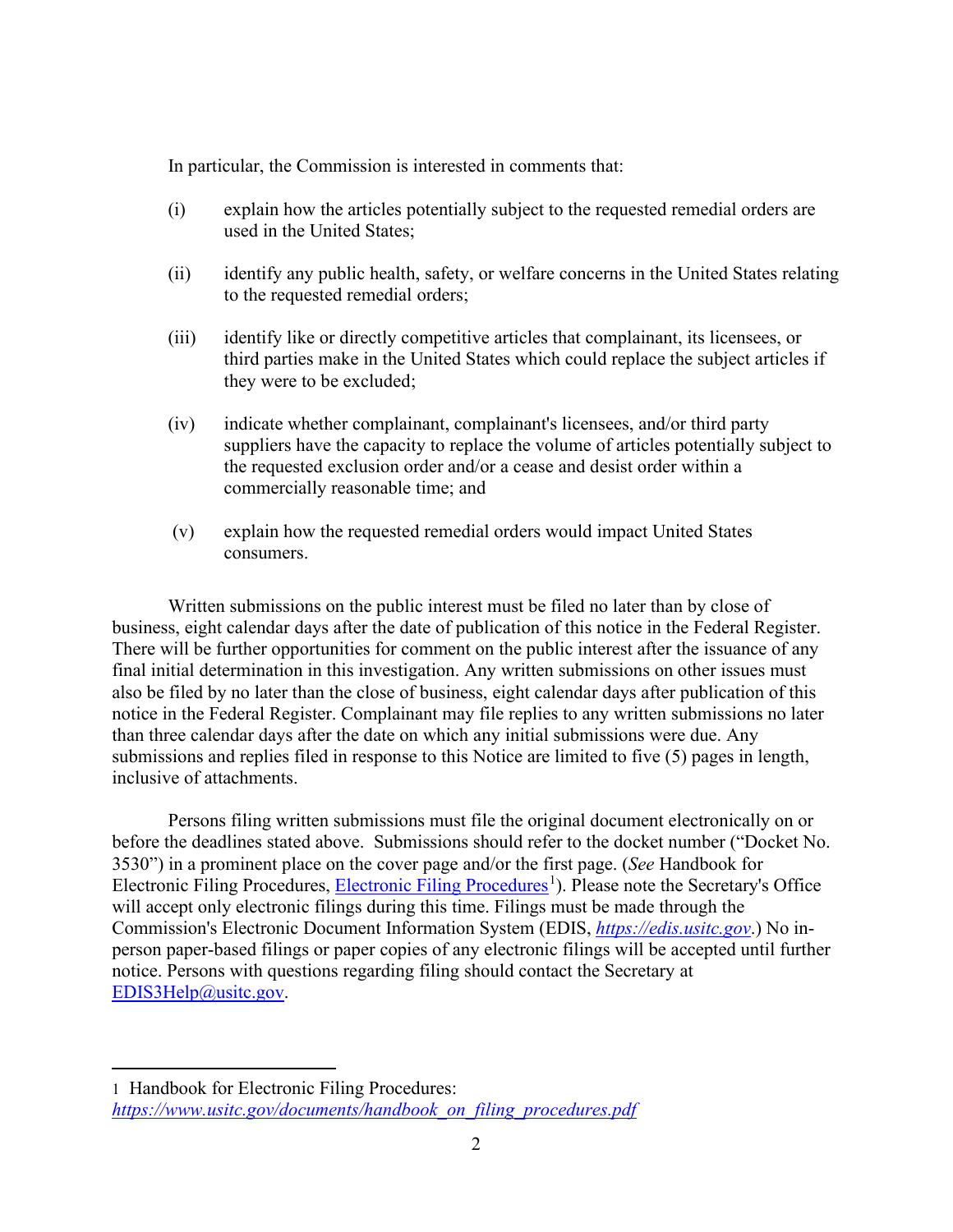In particular, the Commission is interested in comments that:

(i) explain how the articles potentially subject to the requested remedial orders are used in the United States;

(ii) identify any public health, safety, or welfare concerns in the United States relating to the requested remedial orders;

(iii) identify like or directly competitive articles that complainant, its licensees, or third parties make in the United States which could replace the subject articles if they were to be excluded;

(iv) indicate whether complainant, complainant's licensees, and/or third party suppliers have the capacity to replace the volume of articles potentially subject to the requested exclusion order and/or a cease and desist order within a commercially reasonable time; and

(v) explain how the requested remedial orders would impact United States consumers.

Written submissions on the public interest must be filed no later than by close of business, eight calendar days after the date of publication of this notice in the Federal Register. There will be further opportunities for comment on the public interest after the issuance of any final initial determination in this investigation. Any written submissions on other issues must also be filed by no later than the close of business, eight calendar days after publication of this notice in the Federal Register. Complainant may file replies to any written submissions no later than three calendar days after the date on which any initial submissions were due. Any submissions and replies filed in response to this Notice are limited to five (5) pages in length, inclusive of attachments.

Persons filing written submissions must file the original document electronically on or before the deadlines stated above. Submissions should refer to the docket number ("Docket No. 3530") in a prominent place on the cover page and/or the first page. (*See* Handbook for Electronic Filing Procedures, Electronic Filing Procedures[1]). Please note the Secretary's Office will accept only electronic filings during this time. Filings must be made through the Commission's Electronic Document Information System (EDIS, *https://edis.usitc.gov*.) No in-person paper-based filings or paper copies of any electronic filings will be accepted until further notice. Persons with questions regarding filing should contact the Secretary at EDIS3Help@usitc.gov.

---

1 Handbook for Electronic Filing Procedures: *https://www.usitc.gov/documents/handbook_on_filing_procedures.pdf*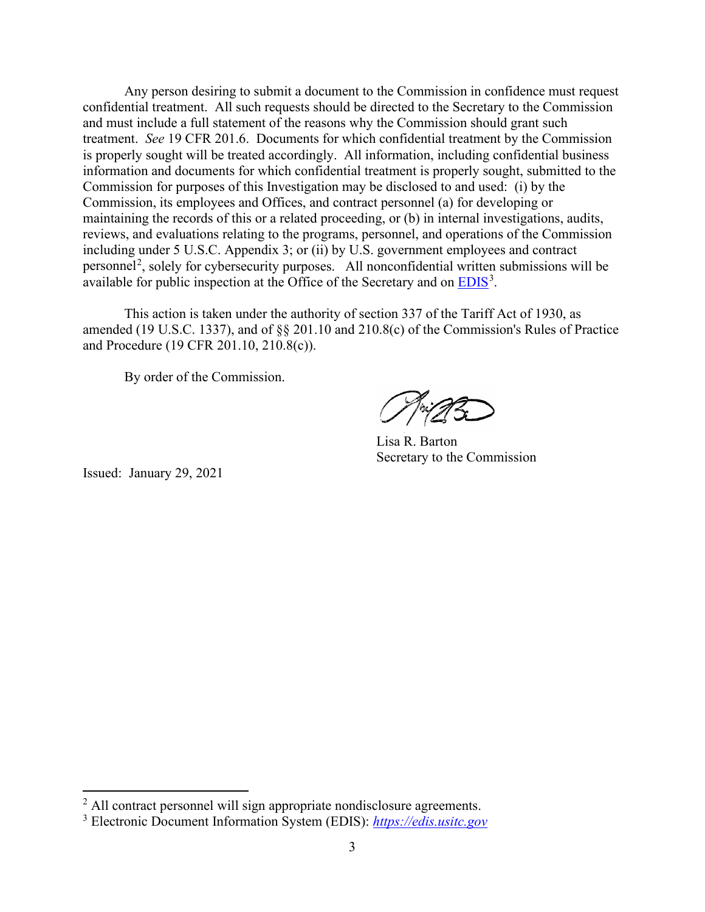Any person desiring to submit a document to the Commission in confidence must request confidential treatment. All such requests should be directed to the Secretary to the Commission and must include a full statement of the reasons why the Commission should grant such treatment. *See* 19 CFR 201.6. Documents for which confidential treatment by the Commission is properly sought will be treated accordingly. All information, including confidential business information and documents for which confidential treatment is properly sought, submitted to the Commission for purposes of this Investigation may be disclosed to and used: (i) by the Commission, its employees and Offices, and contract personnel (a) for developing or maintaining the records of this or a related proceeding, or (b) in internal investigations, audits, reviews, and evaluations relating to the programs, personnel, and operations of the Commission including under 5 U.S.C. Appendix 3; or (ii) by U.S. government employees and contract personnel[2], solely for cybersecurity purposes. All nonconfidential written submissions will be available for public inspection at the Office of the Secretary and on [EDIS](https://edis.usitc.gov)[3].

This action is taken under the authority of section 337 of the Tariff Act of 1930, as amended (19 U.S.C. 1337), and of §§ 201.10 and 210.8(c) of the Commission's Rules of Practice and Procedure (19 CFR 201.10, 210.8(c)).

By order of the Commission.

Lisa R. Barton
Secretary to the Commission

Issued: January 29, 2021

---

[2] All contract personnel will sign appropriate nondisclosure agreements.

[3] Electronic Document Information System (EDIS): *https://edis.usitc.gov*